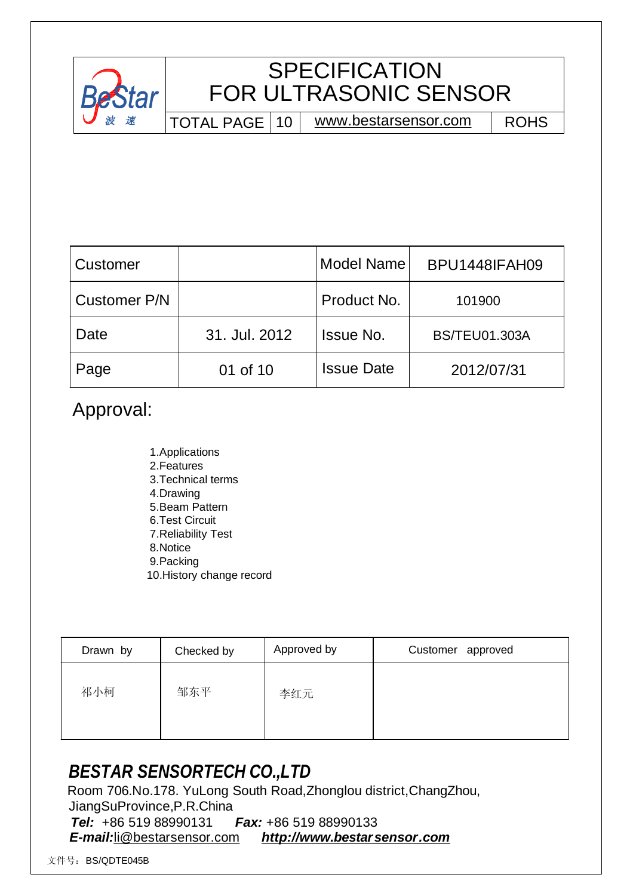| BeStar 波速 | SPECIFICATION FOR ULTRASONIC SENSOR | | | |
|---|---|---|---|---|
| | TOTAL PAGE | 10 | www.bestarsensor.com | ROHS |

| Customer | | Model Name | BPU1448IFAH09 |
|---|---|---|---|
| Customer P/N | | Product No. | 101900 |
| Date | 31. Jul. 2012 | Issue No. | BS/TEU01.303A |
| Page | 01 of 10 | Issue Date | 2012/07/31 |

## Approval:

1.Applications
2.Features
3.Technical terms
4.Drawing
5.Beam Pattern
6.Test Circuit
7.Reliability Test
8.Notice
9.Packing
10.History change record

| Drawn by | Checked by | Approved by | Customer approved |
|---|---|---|---|
| 祁小柯 | 邹东平 | 李红元 | |

## *BESTAR SENSORTECH CO.,LTD*

Room 706.No.178. YuLong South Road,Zhonglou district,ChangZhou, JiangSuProvince,P.R.China

***Tel:*** +86 519 88990131 ***Fax:*** +86 519 88990133

***E-mail:***li@bestarsensor.com ***http://www.bestarsensor.com***

文件号：BS/QDTE045B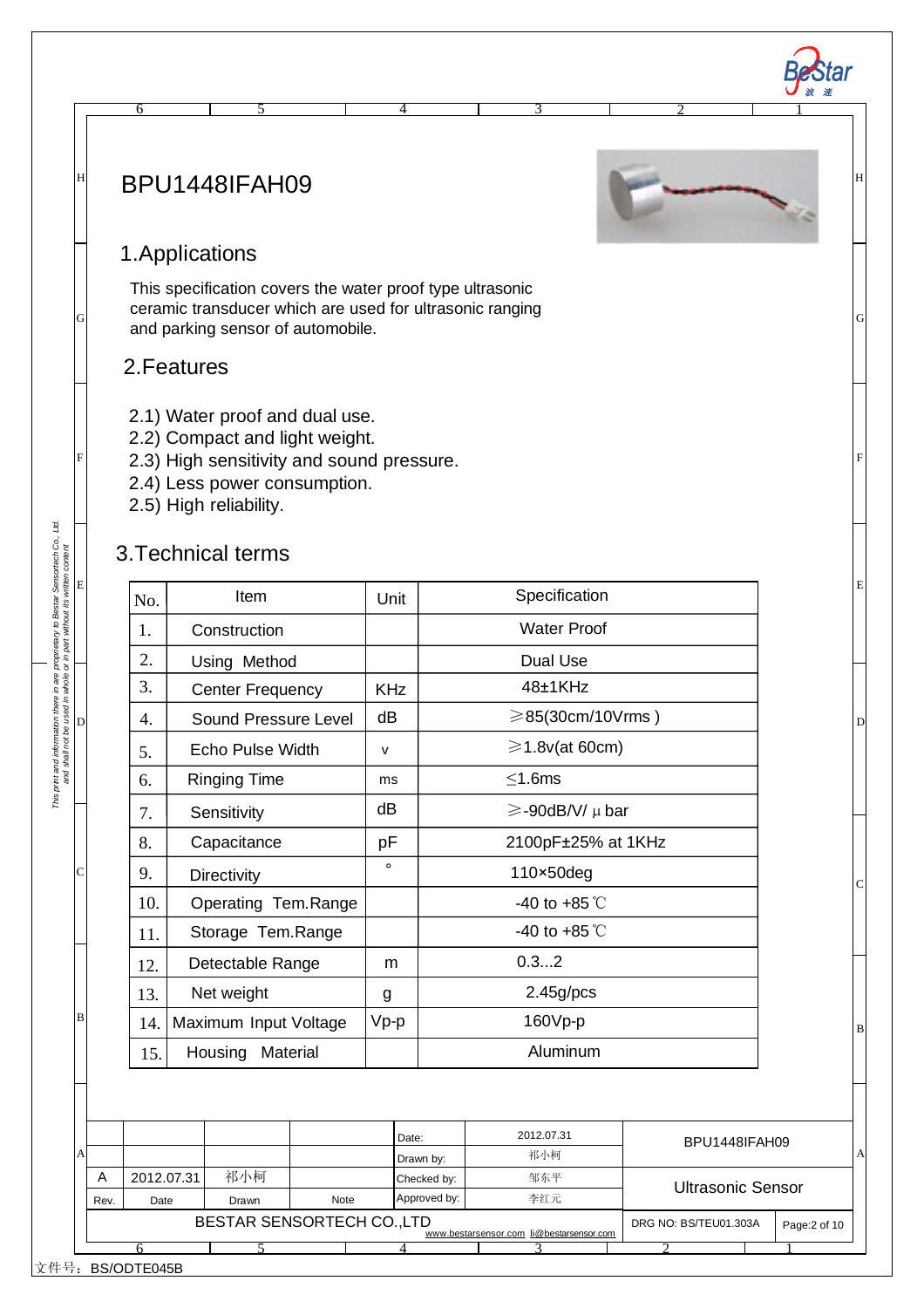# BPU1448IFAH09

## 1.Applications

This specification covers the water proof type ultrasonic ceramic transducer which are used for ultrasonic ranging and parking sensor of automobile.

## 2.Features

2.1) Water proof and dual use.
2.2) Compact and light weight.
2.3) High sensitivity and sound pressure.
2.4) Less power consumption.
2.5) High reliability.

## 3.Technical terms

| No. | Item | Unit | Specification |
|---|---|---|---|
| 1. | Construction | | Water Proof |
| 2. | Using Method | | Dual Use |
| 3. | Center Frequency | KHz | 48±1KHz |
| 4. | Sound Pressure Level | dB | ≥85(30cm/10Vrms ) |
| 5. | Echo Pulse Width | v | ≥1.8v(at 60cm) |
| 6. | Ringing Time | ms | ≤1.6ms |
| 7. | Sensitivity | dB | ≥-90dB/V/ μ bar |
| 8. | Capacitance | pF | 2100pF±25% at 1KHz |
| 9. | Directivity | ° | 110×50deg |
| 10. | Operating Tem.Range | | -40 to +85 ℃ |
| 11. | Storage Tem.Range | | -40 to +85 ℃ |
| 12. | Detectable Range | m | 0.3...2 |
| 13. | Net weight | g | 2.45g/pcs |
| 14. | Maximum Input Voltage | Vp-p | 160Vp-p |
| 15. | Housing Material | | Aluminum |

| Rev. | Date | Drawn | Note | | | | |
|---|---|---|---|---|---|---|---|
| | | | | Date: | 2012.07.31 | BPU1448IFAH09 | |
| | | | | Drawn by: | 祁小柯 | | |
| A | 2012.07.31 | 祁小柯 | | Checked by: | 邹东平 | Ultrasonic Sensor | |
| | | | | Approved by: | 李红元 | | |
| BESTAR SENSORTECH CO.,LTD | | | | www.bestarsensor.com li@bestarsensor.com | | DRG NO: BS/TEU01.303A | Page:2 of 10 |

*This print and information there in are proprietary to Bestar Sensortech Co., Ltd. and shall not be used in whole or in part without its written content*

文件号：BS/ODTE045B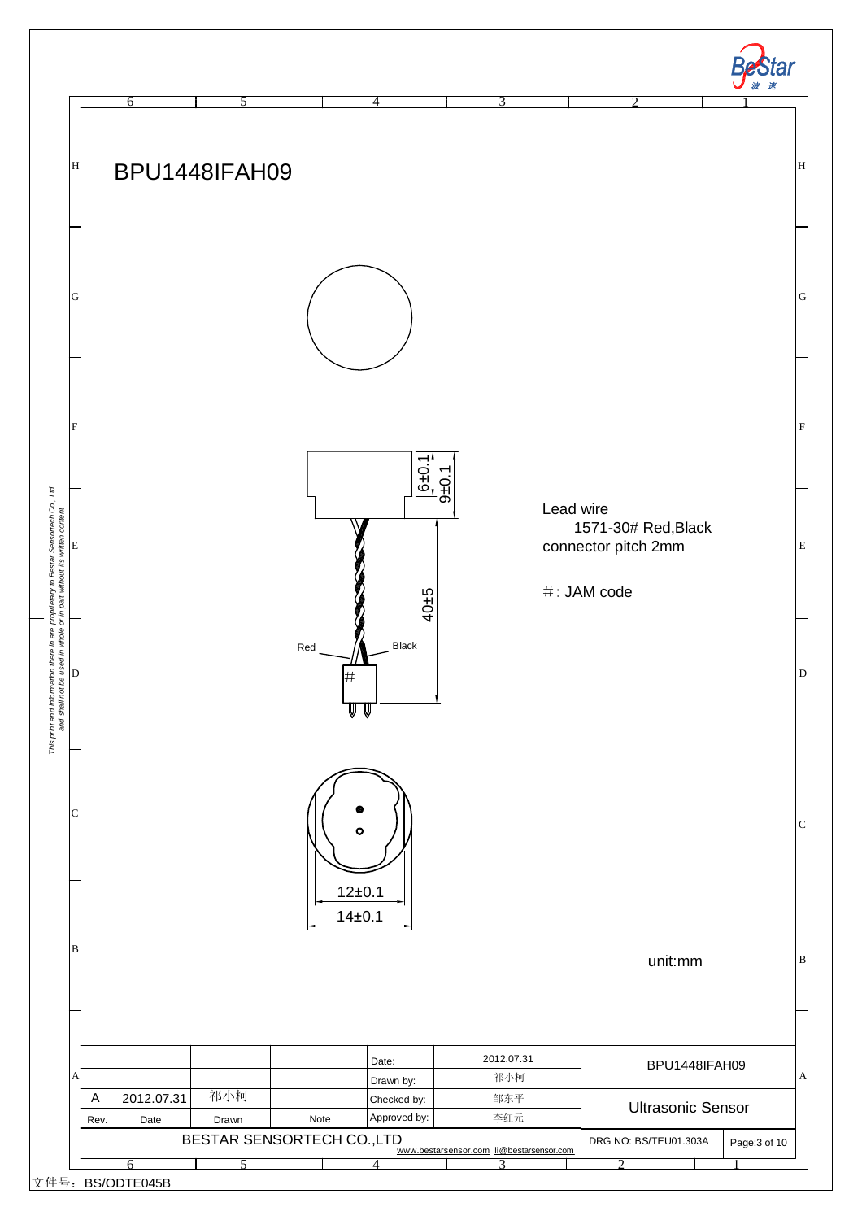# BPU1448IFAH09

6±0.1

9±0.1

40±5

Red

Black

#

Lead wire
1571-30# Red,Black
connector pitch 2mm

#: JAM code

12±0.1

14±0.1

unit:mm

|  |  |  |  | Date: | 2012.07.31 | BPU1448IFAH09 |  |
|---|---|---|---|---|---|---|---|
|  |  |  |  | Drawn by: | 祁小柯 |  |  |
| A | 2012.07.31 | 祁小柯 |  | Checked by: | 邹东平 | Ultrasonic Sensor |  |
| Rev. | Date | Drawn | Note | Approved by: | 李红元 |  |  |
| BESTAR SENSORTECH CO.,LTD |  |  |  | www.bestarsensor.com li@bestarsensor.com |  | DRG NO: BS/TEU01.303A | Page:3 of 10 |

*This print and information there in are proprietary to Bestar Sensortech Co., Ltd. and shall not be used in whole or in part without its written content*

文件号：BS/ODTE045B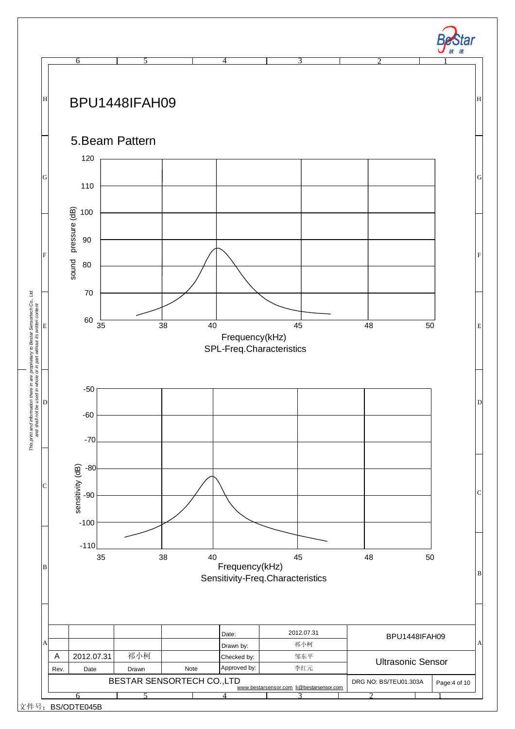# BPU1448IFAH09

## 5.Beam Pattern

sound pressure (dB)

120
110
100
90
80
70
60

35 38 40 45 48 50

Frequency(kHz)

SPL-Freq.Characteristics

sensitivity (dB)

-50
-60
-70
-80
-90
-100
-110

35 38 40 45 48 50

Frequency(kHz)

Sensitivity-Freq.Characteristics

| | | | | Date: | 2012.07.31 | BPU1448IFAH09 | |
|---|---|---|---|---|---|---|---|
| | | | | Drawn by: | 祁小柯 | | |
| A | 2012.07.31 | 祁小柯 | | Checked by: | 邹东平 | Ultrasonic Sensor | |
| Rev. | Date | Drawn | Note | Approved by: | 李红元 | | |
| BESTAR SENSORTECH CO.,LTD | | | | www.bestarsensor.com li@bestarsensor.com | | DRG NO: BS/TEU01.303A | Page:4 of 10 |

文件号：BS/ODTE045B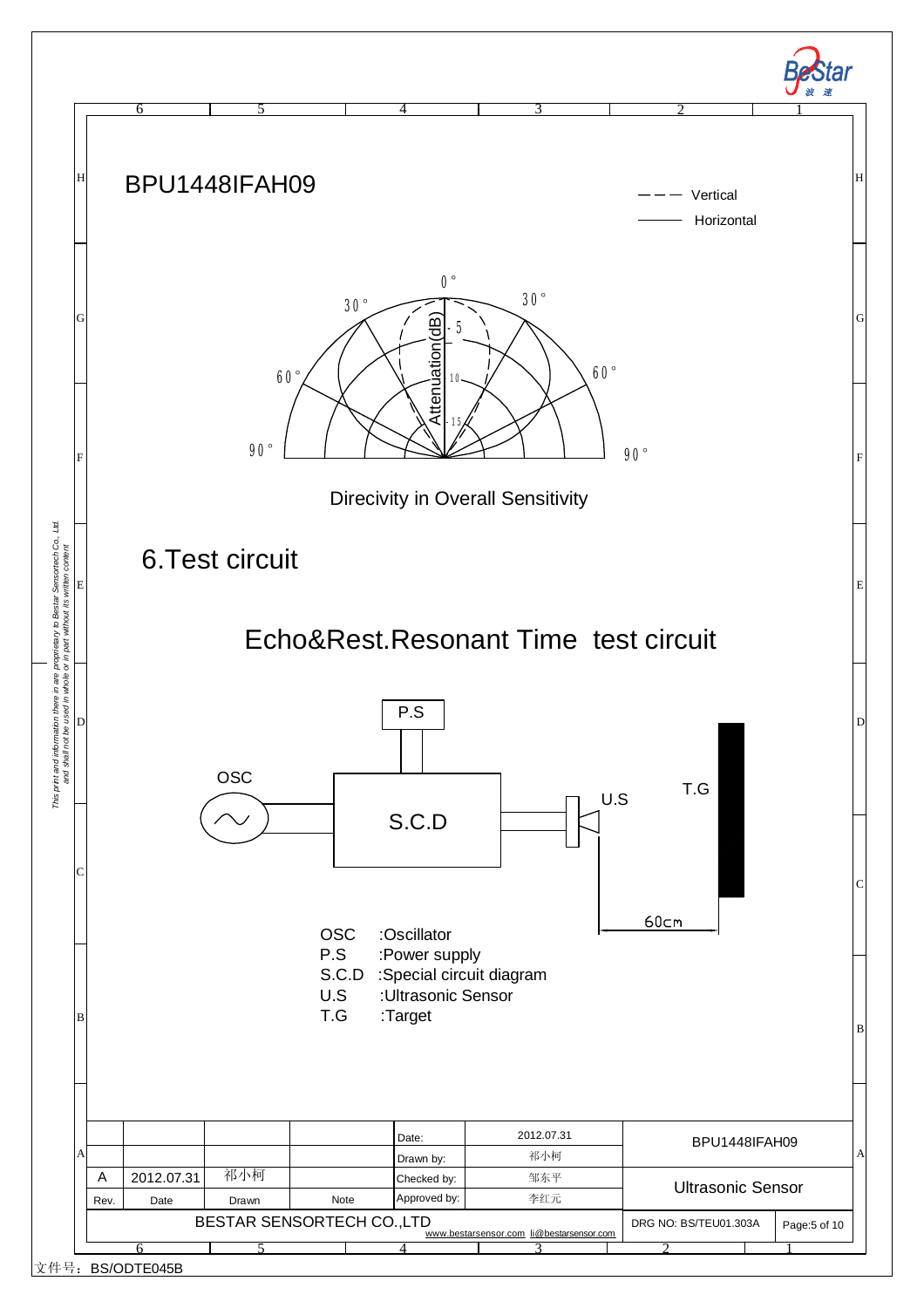# BPU1448IFAH09

Direcivity in Overall Sensitivity

## 6.Test circuit

### Echo&Rest.Resonant Time test circuit

OSC :Oscillator
P.S :Power supply
S.C.D :Special circuit diagram
U.S :Ultrasonic Sensor
T.G :Target

| | | | | Date: | 2012.07.31 | BPU1448IFAH09 | |
|---|---|---|---|---|---|---|---|
| | | | | Drawn by: | 祁小柯 | | |
| A | 2012.07.31 | 祁小柯 | | Checked by: | 邹东平 | Ultrasonic Sensor | |
| Rev. | Date | Drawn | Note | Approved by: | 李红元 | | |
| BESTAR SENSORTECH CO.,LTD | | | | www.bestarsensor.com li@bestarsensor.com | | DRG NO: BS/TEU01.303A | Page:5 of 10 |

文件号：BS/ODTE045B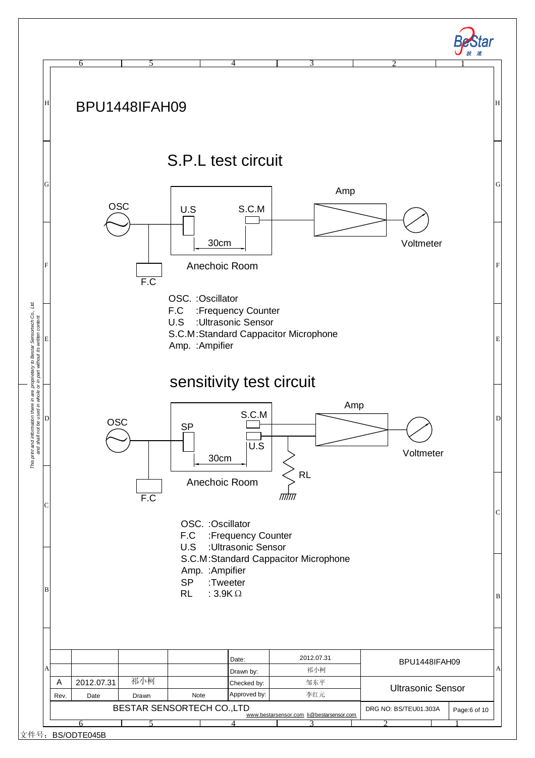# BPU1448IFAH09

## S.P.L test circuit

OSC

U.S

S.C.M

Amp

30cm

Voltmeter

Anechoic Room

F.C

OSC. :Oscillator
F.C :Frequency Counter
U.S :Ultrasonic Sensor
S.C.M:Standard Cappacitor Microphone
Amp. :Ampifier

## sensitivity test circuit

OSC

SP

S.C.M

U.S

Amp

30cm

Voltmeter

RL

Anechoic Room

F.C

OSC. :Oscillator
F.C :Frequency Counter
U.S :Ultrasonic Sensor
S.C.M:Standard Cappacitor Microphone
Amp. :Ampifier
SP :Tweeter
RL : 3.9K Ω

| | | | | Date: | 2012.07.31 | BPU1448IFAH09 |
|---|---|---|---|---|---|---|
| | | | | Drawn by: | 祁小柯 | |
| A | 2012.07.31 | 祁小柯 | | Checked by: | 邹东平 | Ultrasonic Sensor |
| Rev. | Date | Drawn | Note | Approved by: | 李红元 | |

BESTAR SENSORTECH CO.,LTD
www.bestarsensor.com li@bestarsensor.com
DRG NO: BS/TEU01.303A

*This print and information there in are proprietary to Bestar Sensortech Co., Ltd. and shall not be used in whole or in part without its written content*

文件号：BS/ODTE045B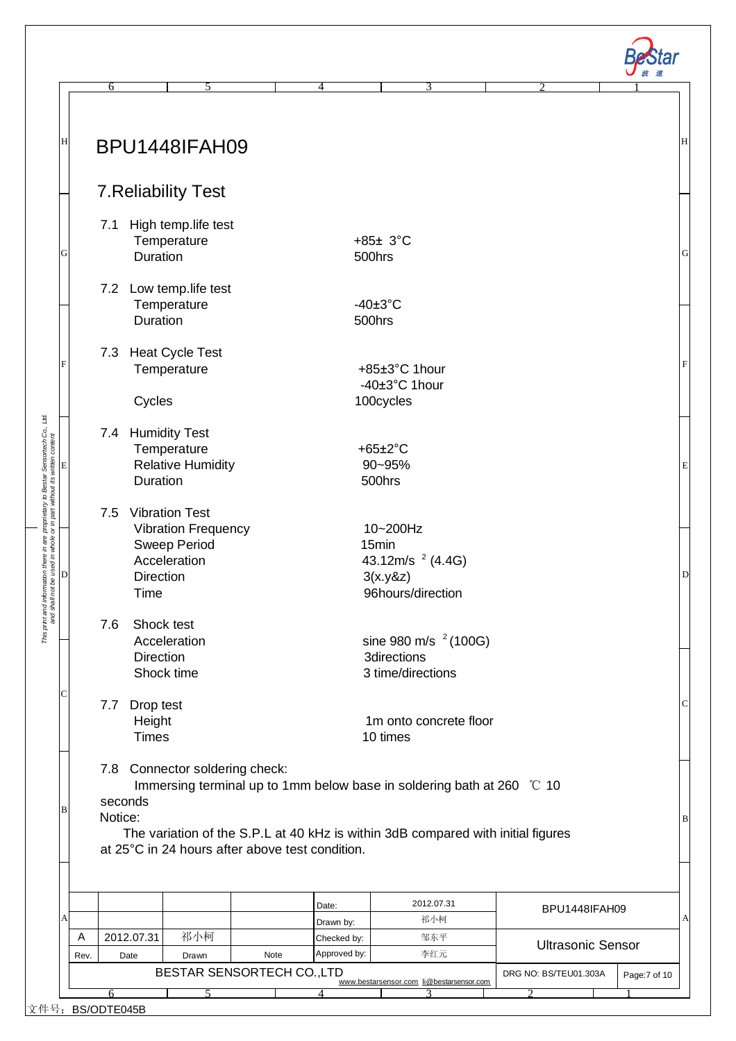# BPU1448IFAH09

## 7.Reliability Test

7.1 High temp.life test

| | |
|---|---|
| Temperature | +85± 3°C |
| Duration | 500hrs |

7.2 Low temp.life test

| | |
|---|---|
| Temperature | -40±3°C |
| Duration | 500hrs |

7.3 Heat Cycle Test

| | |
|---|---|
| Temperature | +85±3°C 1hour<br>-40±3°C 1hour |
| Cycles | 100cycles |

7.4 Humidity Test

| | |
|---|---|
| Temperature | +65±2°C |
| Relative Humidity | 90~95% |
| Duration | 500hrs |

7.5 Vibration Test

| | |
|---|---|
| Vibration Frequency | 10~200Hz |
| Sweep Period | 15min |
| Acceleration | 43.12m/s $^2$ (4.4G) |
| Direction | 3(x.y&z) |
| Time | 96hours/direction |

7.6 Shock test

| | |
|---|---|
| Acceleration | sine 980 m/s $^2$(100G) |
| Direction | 3directions |
| Shock time | 3 time/directions |

7.7 Drop test

| | |
|---|---|
| Height | 1m onto concrete floor |
| Times | 10 times |

7.8 Connector soldering check:

Immersing terminal up to 1mm below base in soldering bath at 260 ℃ 10 seconds

Notice:

The variation of the S.P.L at 40 kHz is within 3dB compared with initial figures at 25°C in 24 hours after above test condition.

| | | | | | | |
|---|---|---|---|---|---|---|
| | | | | Date: | 2012.07.31 | BPU1448IFAH09 |
| | | | | Drawn by: | 祁小柯 | |
| A | 2012.07.31 | 祁小柯 | | Checked by: | 邹东平 | Ultrasonic Sensor |
| Rev. | Date | Drawn | Note | Approved by: | 李红元 | |
| BESTAR SENSORTECH CO.,LTD | | | | www.bestarsensor.com li@bestarsensor.com | | DRG NO: BS/TEU01.303A |

文件号：BS/ODTE045B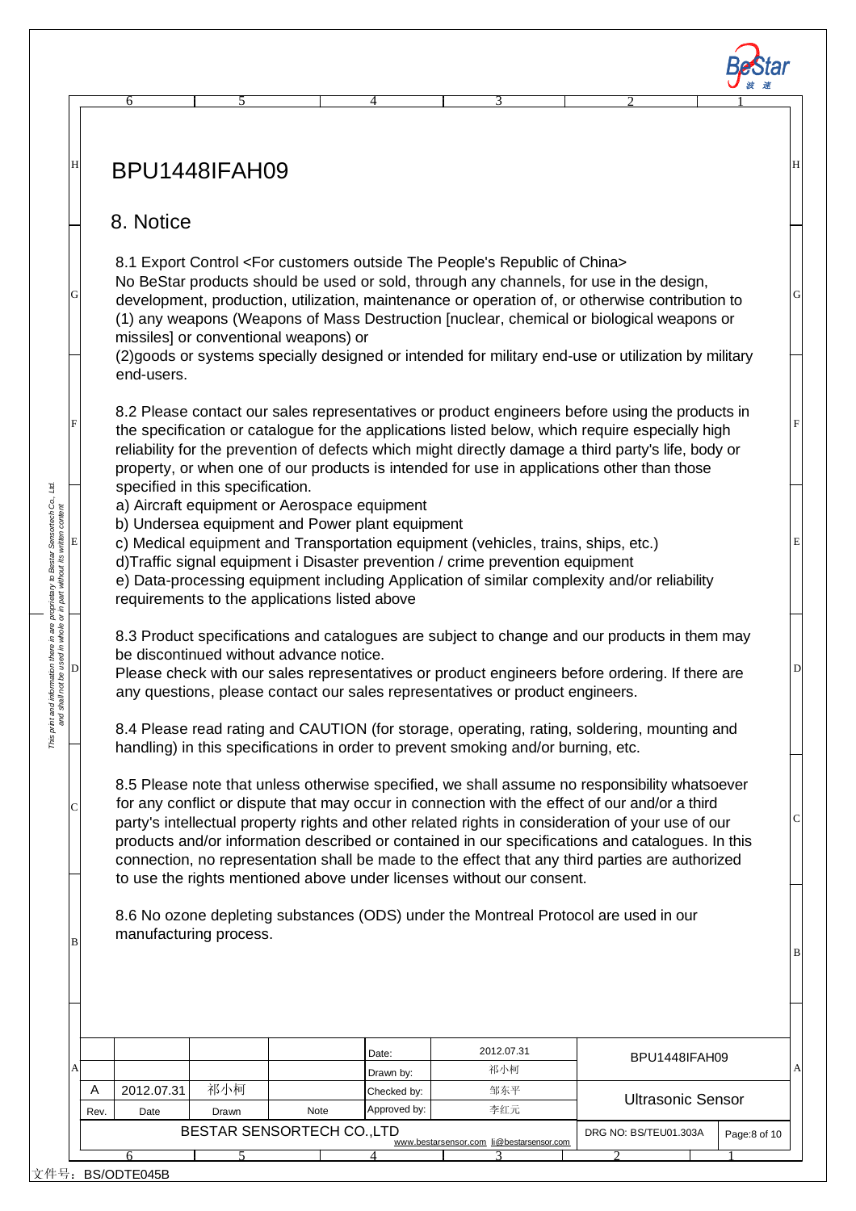# BPU1448IFAH09

## 8. Notice

8.1 Export Control <For customers outside The People's Republic of China>
No BeStar products should be used or sold, through any channels, for use in the design, development, production, utilization, maintenance or operation of, or otherwise contribution to (1) any weapons (Weapons of Mass Destruction [nuclear, chemical or biological weapons or missiles] or conventional weapons) or
(2)goods or systems specially designed or intended for military end-use or utilization by military end-users.

8.2 Please contact our sales representatives or product engineers before using the products in the specification or catalogue for the applications listed below, which require especially high reliability for the prevention of defects which might directly damage a third party's life, body or property, or when one of our products is intended for use in applications other than those specified in this specification.
a) Aircraft equipment or Aerospace equipment
b) Undersea equipment and Power plant equipment
c) Medical equipment and Transportation equipment (vehicles, trains, ships, etc.)
d)Traffic signal equipment i Disaster prevention / crime prevention equipment
e) Data-processing equipment including Application of similar complexity and/or reliability requirements to the applications listed above

8.3 Product specifications and catalogues are subject to change and our products in them may be discontinued without advance notice.
Please check with our sales representatives or product engineers before ordering. If there are any questions, please contact our sales representatives or product engineers.

8.4 Please read rating and CAUTION (for storage, operating, rating, soldering, mounting and handling) in this specifications in order to prevent smoking and/or burning, etc.

8.5 Please note that unless otherwise specified, we shall assume no responsibility whatsoever for any conflict or dispute that may occur in connection with the effect of our and/or a third party's intellectual property rights and other related rights in consideration of your use of our products and/or information described or contained in our specifications and catalogues. In this connection, no representation shall be made to the effect that any third parties are authorized to use the rights mentioned above under licenses without our consent.

8.6 No ozone depleting substances (ODS) under the Montreal Protocol are used in our manufacturing process.

| | | | | | | |
|---|---|---|---|---|---|---|
| | | | | Date: | 2012.07.31 | BPU1448IFAH09 |
| | | | | Drawn by: | 祁小柯 | |
| A | 2012.07.31 | 祁小柯 | | Checked by: | 邹东平 | Ultrasonic Sensor |
| Rev. | Date | Drawn | Note | Approved by: | 李红元 | |
| BESTAR SENSORTECH CO.,LTD | | | | www.bestarsensor.com li@bestarsensor.com | | DRG NO: BS/TEU01.303A |

文件号：BS/ODTE045B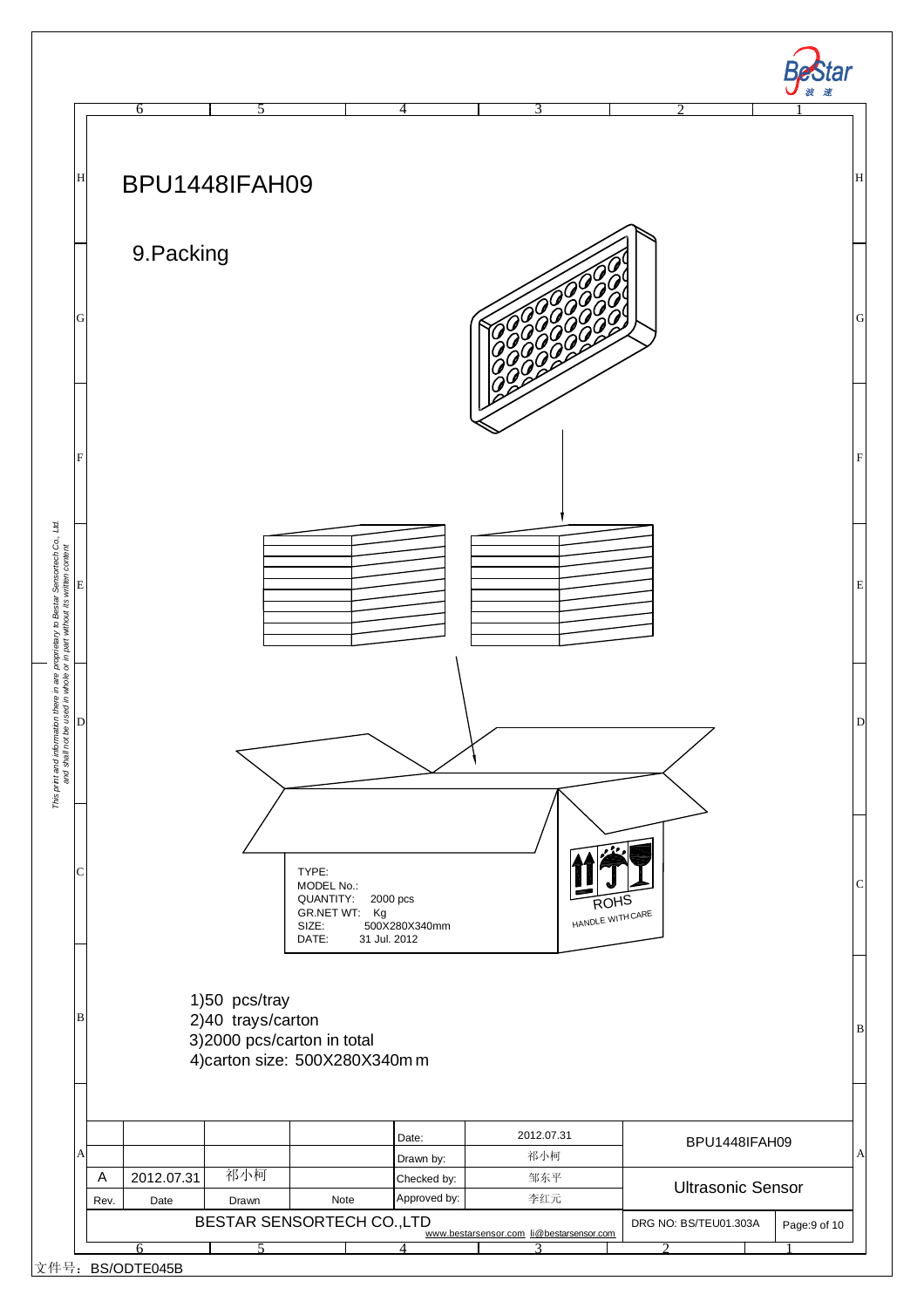# BPU1448IFAH09

## 9.Packing

TYPE:
MODEL No.:
QUANTITY: 2000 pcs
GR.NET WT: Kg
SIZE: 500X280X340mm
DATE: 31 Jul. 2012

ROHS
HANDLE WITH CARE

1)50 pcs/tray
2)40 trays/carton
3)2000 pcs/carton in total
4)carton size: 500X280X340mm

| | | | | Date: | 2012.07.31 | BPU1448IFAH09 | |
|---|---|---|---|---|---|---|---|
| | | | | Drawn by: | 祁小柯 | | |
| A | 2012.07.31 | 祁小柯 | | Checked by: | 邹东平 | Ultrasonic Sensor | |
| Rev. | Date | Drawn | Note | Approved by: | 李红元 | | |
| BESTAR SENSORTECH CO.,LTD | | | | www.bestarsensor.com li@bestarsensor.com | | DRG NO: BS/TEU01.303A | Page:9 of 10 |

*This print and information there in are proprietary to Bestar Sensortech Co., Ltd. and shall not be used in whole or in part without its written content*

文件号：BS/ODTE045B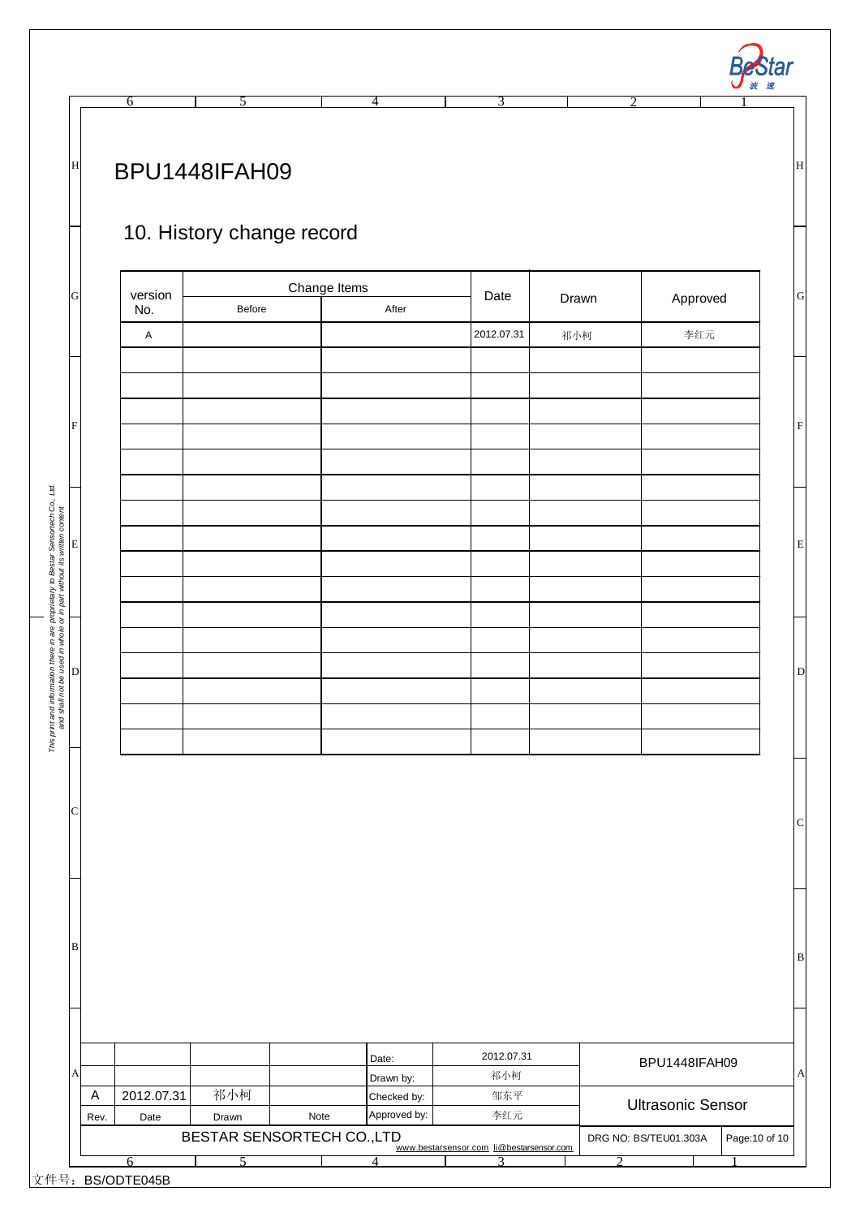# BPU1448IFAH09

## 10. History change record

| version No. | Change Items | | Date | Drawn | Approved |
|---|---|---|---|---|---|
| | Before | After | | | |
| A | | | 2012.07.31 | 祁小柯 | 李红元 |
| | | | | | |
| | | | | | |
| | | | | | |
| | | | | | |
| | | | | | |
| | | | | | |
| | | | | | |
| | | | | | |
| | | | | | |
| | | | | | |
| | | | | | |
| | | | | | |
| | | | | | |
| | | | | | |
| | | | | | |
| | | | | | |

| | | | | | | |
|---|---|---|---|---|---|---|
| | | | | Date: | 2012.07.31 | BPU1448IFAH09 |
| | | | | Drawn by: | 祁小柯 | |
| A | 2012.07.31 | 祁小柯 | | Checked by: | 邹东平 | Ultrasonic Sensor |
| Rev. | Date | Drawn | Note | Approved by: | 李红元 | |

BESTAR SENSORTECH CO.,LTD www.bestarsensor.com li@bestarsensor.com

DRG NO: BS/TEU01.303A

*This print and information there in are proprietary to Bestar Sensortech Co., Ltd. and shall not be used in whole or in part without its written content*

文件号：BS/ODTE045B